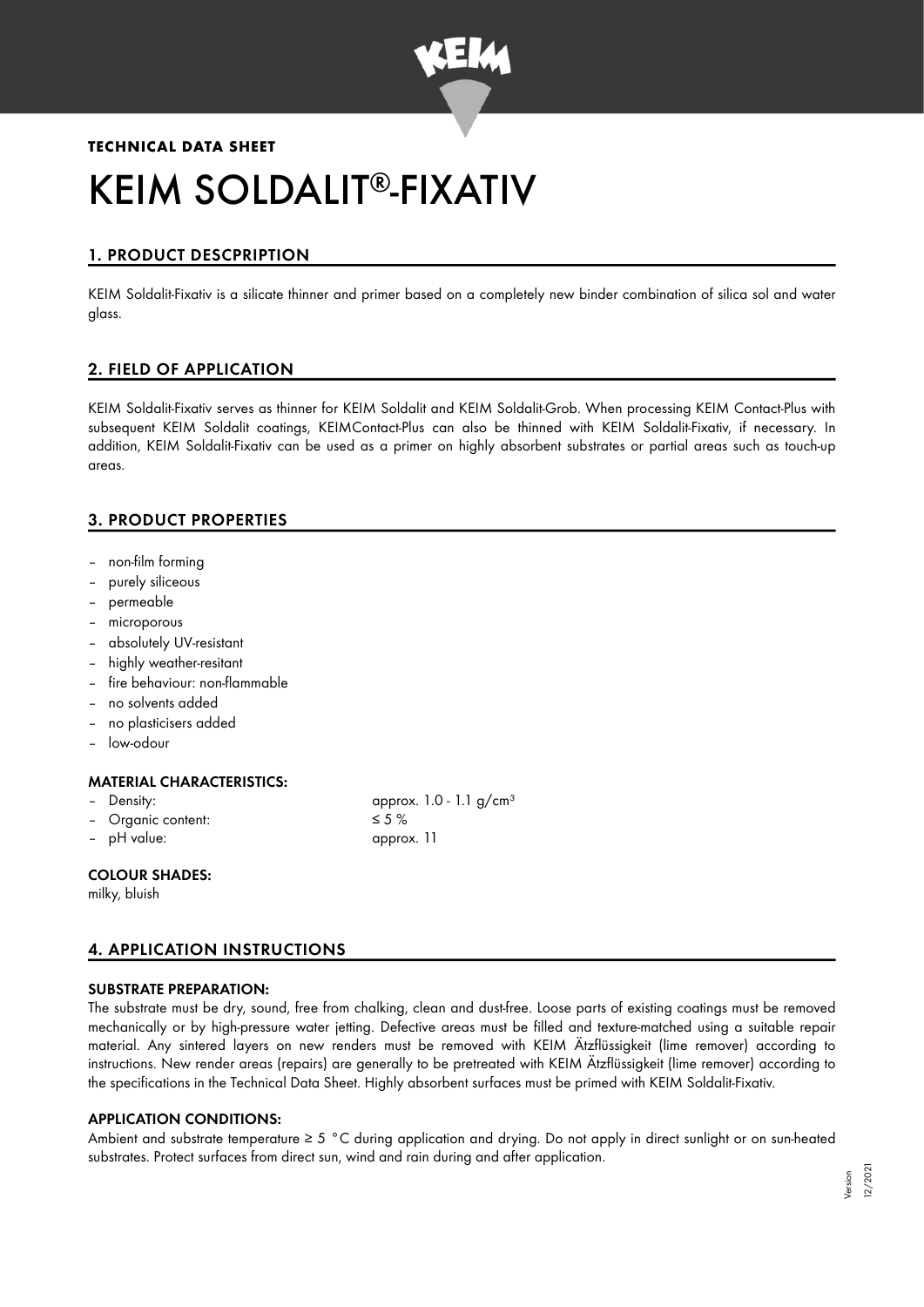**TECHNICAL DATA SHEET**

# KEIM SOLDALIT®-FIXATIV

## 1. PRODUCT DESCPRIPTION

KEIM Soldalit-Fixativ is a silicate thinner and primer based on a completely new binder combination of silica sol and water glass.

## 2. FIELD OF APPLICATION

KEIM Soldalit-Fixativ serves as thinner for KEIM Soldalit and KEIM Soldalit-Grob. When processing KEIM Contact-Plus with subsequent KEIM Soldalit coatings, KEIMContact-Plus can also be thinned with KEIM Soldalit-Fixativ, if necessary. In addition, KEIM Soldalit-Fixativ can be used as a primer on highly absorbent substrates or partial areas such as touch-up areas.

## 3. PRODUCT PROPERTIES

- non-film forming
- purely siliceous
- permeable
- microporous
- absolutely UV-resistant
- highly weather-resitant
- fire behaviour: non-flammable
- no solvents added
- no plasticisers added
- low-odour

### MATERIAL CHARACTERISTICS:

- Density: approx. 1.0 - 1.1 g/cm³
- Organic content: ≤ 5 %
- pH value: approx. 11

### COLOUR SHADES:

milky, bluish

## 4. APPLICATION INSTRUCTIONS

### SUBSTRATE PREPARATION:

The substrate must be dry, sound, free from chalking, clean and dust-free. Loose parts of existing coatings must be removed mechanically or by high-pressure water jetting. Defective areas must be filled and texture-matched using a suitable repair material. Any sintered layers on new renders must be removed with KEIM Ätzflüssigkeit (lime remover) according to instructions. New render areas (repairs) are generally to be pretreated with KEIM Ätzflüssigkeit (lime remover) according to the specifications in the Technical Data Sheet. Highly absorbent surfaces must be primed with KEIM Soldalit-Fixativ.

### APPLICATION CONDITIONS:

Ambient and substrate temperature ≥ 5 °C during application and drying. Do not apply in direct sunlight or on sun-heated substrates. Protect surfaces from direct sun, wind and rain during and after application.

Version 12/2021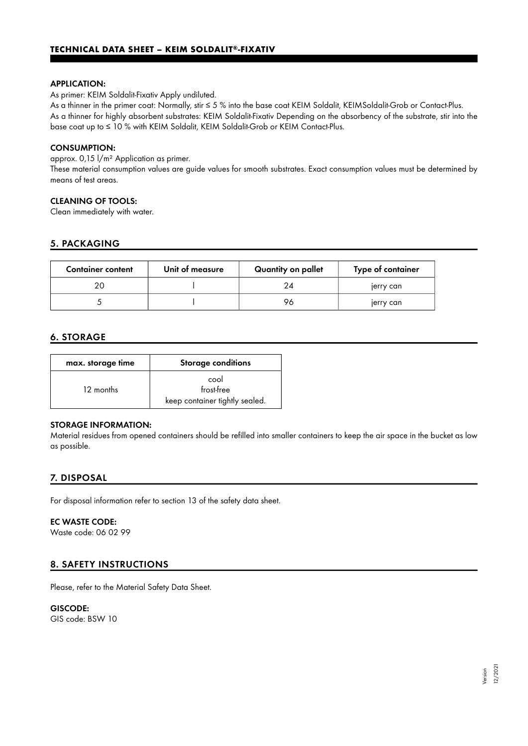#### APPLICATION:

As primer: KEIM Soldalit-Fixativ Apply undiluted.
As a thinner in the primer coat: Normally, stir ≤ 5 % into the base coat KEIM Soldalit, KEIMSoldalit-Grob or Contact-Plus.
As a thinner for highly absorbent substrates: KEIM Soldalit-Fixativ Depending on the absorbency of the substrate, stir into the base coat up to ≤ 10 % with KEIM Soldalit, KEIM Soldalit-Grob or KEIM Contact-Plus.

#### CONSUMPTION:

approx. 0,15 l/m² Application as primer.
These material consumption values are guide values for smooth substrates. Exact consumption values must be determined by means of test areas.

#### CLEANING OF TOOLS:

Clean immediately with water.

## 5. PACKAGING

| Container content | Unit of measure | Quantity on pallet | Type of container |
|---|---|---|---|
| 20 | l | 24 | jerry can |
| 5 | l | 96 | jerry can |

## 6. STORAGE

| max. storage time | Storage conditions |
|---|---|
| 12 months | cool<br>frost-free<br>keep container tightly sealed. |

#### STORAGE INFORMATION:

Material residues from opened containers should be refilled into smaller containers to keep the air space in the bucket as low as possible.

## 7. DISPOSAL

For disposal information refer to section 13 of the safety data sheet.

#### EC WASTE CODE:

Waste code: 06 02 99

## 8. SAFETY INSTRUCTIONS

Please, refer to the Material Safety Data Sheet.

#### GISCODE:

GIS code: BSW 10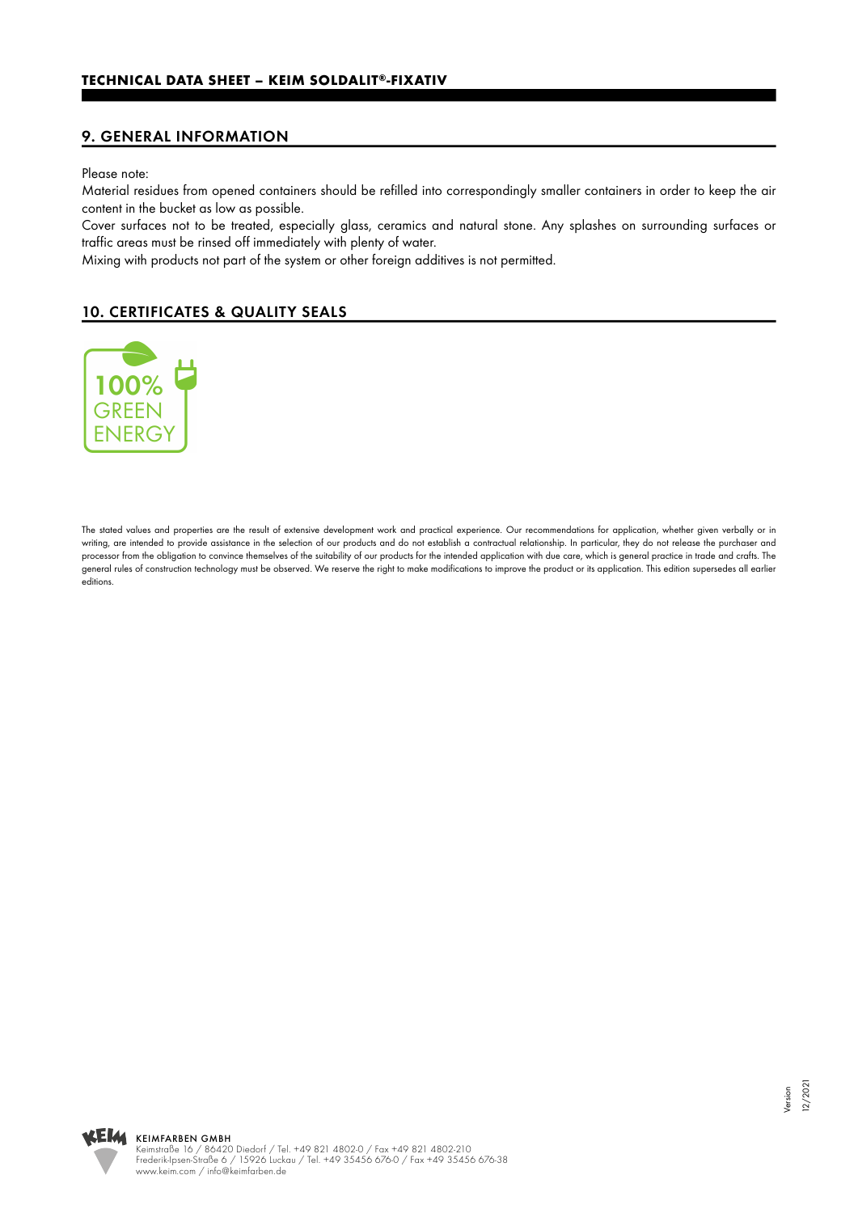## 9. GENERAL INFORMATION

Please note:
Material residues from opened containers should be refilled into correspondingly smaller containers in order to keep the air content in the bucket as low as possible.
Cover surfaces not to be treated, especially glass, ceramics and natural stone. Any splashes on surrounding surfaces or traffic areas must be rinsed off immediately with plenty of water.
Mixing with products not part of the system or other foreign additives is not permitted.

## 10. CERTIFICATES & QUALITY SEALS

100% GREEN ENERGY

The stated values and properties are the result of extensive development work and practical experience. Our recommendations for application, whether given verbally or in writing, are intended to provide assistance in the selection of our products and do not establish a contractual relationship. In particular, they do not release the purchaser and processor from the obligation to convince themselves of the suitability of our products for the intended application with due care, which is general practice in trade and crafts. The general rules of construction technology must be observed. We reserve the right to make modifications to improve the product or its application. This edition supersedes all earlier editions.

KEIMFARBEN GMBH
Keimstraße 16 / 86420 Diedorf / Tel. +49 821 4802-0 / Fax +49 821 4802-210
Frederik-Ipsen-Straße 6 / 15926 Luckau / Tel. +49 35456 676-0 / Fax +49 35456 676-38
www.keim.com / info@keimfarben.de

Version 12/2021